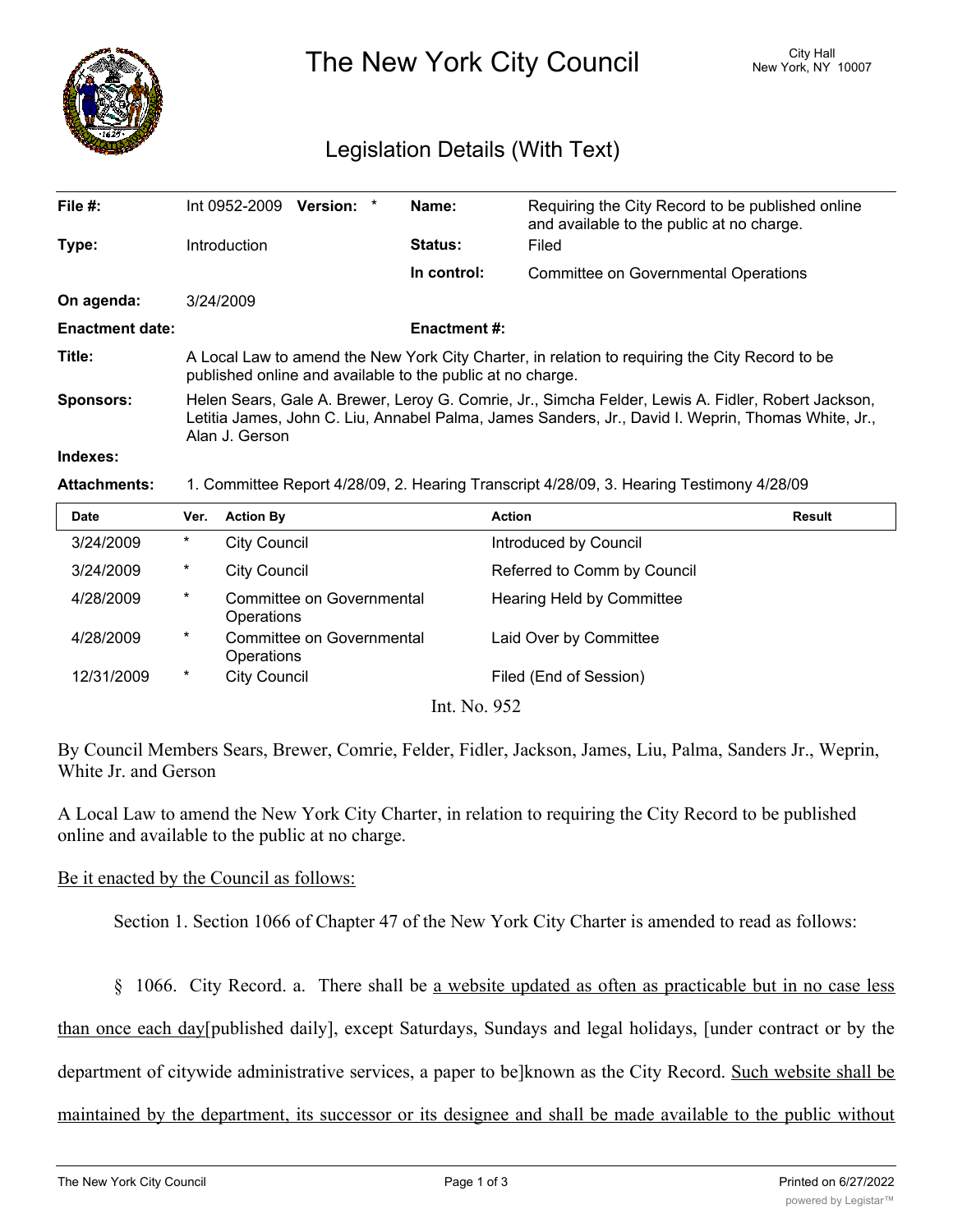# The New York City Council

City Hall
New York, NY 10007

## Legislation Details (With Text)

| | | | |
|---|---|---|---|
| **File #:** | Int 0952-2009 **Version:** * | **Name:** | Requiring the City Record to be published online and available to the public at no charge. |
| **Type:** | Introduction | **Status:** | Filed |
| | | **In control:** | Committee on Governmental Operations |
| **On agenda:** | 3/24/2009 | | |
| **Enactment date:** | | **Enactment #:** | |

**Title:** A Local Law to amend the New York City Charter, in relation to requiring the City Record to be published online and available to the public at no charge.

**Sponsors:** Helen Sears, Gale A. Brewer, Leroy G. Comrie, Jr., Simcha Felder, Lewis A. Fidler, Robert Jackson, Letitia James, John C. Liu, Annabel Palma, James Sanders, Jr., David I. Weprin, Thomas White, Jr., Alan J. Gerson

**Indexes:**

**Attachments:** 1. Committee Report 4/28/09, 2. Hearing Transcript 4/28/09, 3. Hearing Testimony 4/28/09

| Date | Ver. | Action By | Action | Result |
|---|---|---|---|---|
| 3/24/2009 | * | City Council | Introduced by Council | |
| 3/24/2009 | * | City Council | Referred to Comm by Council | |
| 4/28/2009 | * | Committee on Governmental Operations | Hearing Held by Committee | |
| 4/28/2009 | * | Committee on Governmental Operations | Laid Over by Committee | |
| 12/31/2009 | * | City Council | Filed (End of Session) | |

Int. No. 952

By Council Members Sears, Brewer, Comrie, Felder, Fidler, Jackson, James, Liu, Palma, Sanders Jr., Weprin, White Jr. and Gerson

A Local Law to amend the New York City Charter, in relation to requiring the City Record to be published online and available to the public at no charge.

Be it enacted by the Council as follows:

Section 1. Section 1066 of Chapter 47 of the New York City Charter is amended to read as follows:

§ 1066. City Record. a. There shall be a website updated as often as practicable but in no case less than once each day[published daily], except Saturdays, Sundays and legal holidays, [under contract or by the department of citywide administrative services, a paper to be]known as the City Record. Such website shall be maintained by the department, its successor or its designee and shall be made available to the public without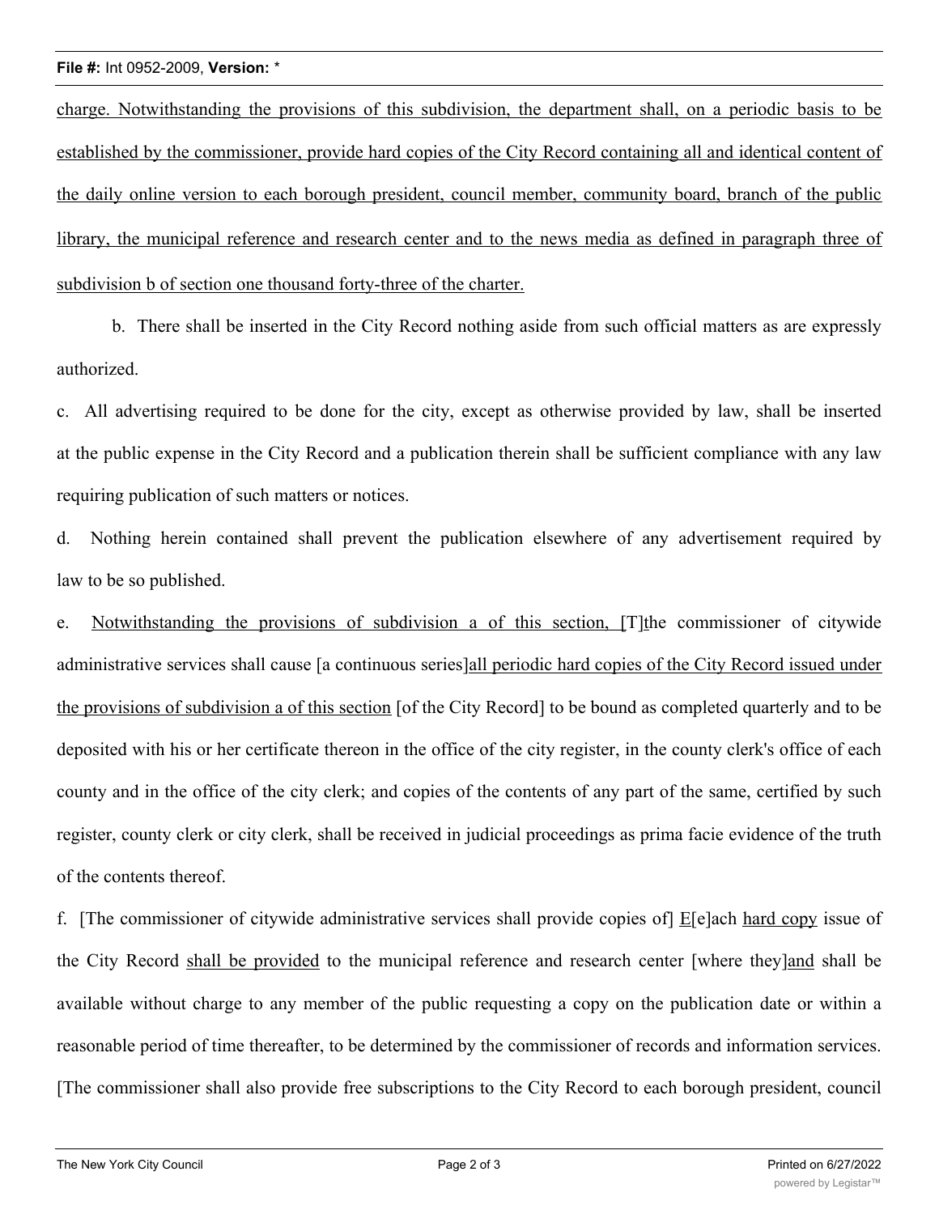charge. Notwithstanding the provisions of this subdivision, the department shall, on a periodic basis to be established by the commissioner, provide hard copies of the City Record containing all and identical content of the daily online version to each borough president, council member, community board, branch of the public library, the municipal reference and research center and to the news media as defined in paragraph three of subdivision b of section one thousand forty-three of the charter.

b. There shall be inserted in the City Record nothing aside from such official matters as are expressly authorized.

c. All advertising required to be done for the city, except as otherwise provided by law, shall be inserted at the public expense in the City Record and a publication therein shall be sufficient compliance with any law requiring publication of such matters or notices.

d. Nothing herein contained shall prevent the publication elsewhere of any advertisement required by law to be so published.

e. Notwithstanding the provisions of subdivision a of this section, [T]the commissioner of citywide administrative services shall cause [a continuous series]all periodic hard copies of the City Record issued under the provisions of subdivision a of this section [of the City Record] to be bound as completed quarterly and to be deposited with his or her certificate thereon in the office of the city register, in the county clerk's office of each county and in the office of the city clerk; and copies of the contents of any part of the same, certified by such register, county clerk or city clerk, shall be received in judicial proceedings as prima facie evidence of the truth of the contents thereof.

f. [The commissioner of citywide administrative services shall provide copies of] E[e]ach hard copy issue of the City Record shall be provided to the municipal reference and research center [where they]and shall be available without charge to any member of the public requesting a copy on the publication date or within a reasonable period of time thereafter, to be determined by the commissioner of records and information services. [The commissioner shall also provide free subscriptions to the City Record to each borough president, council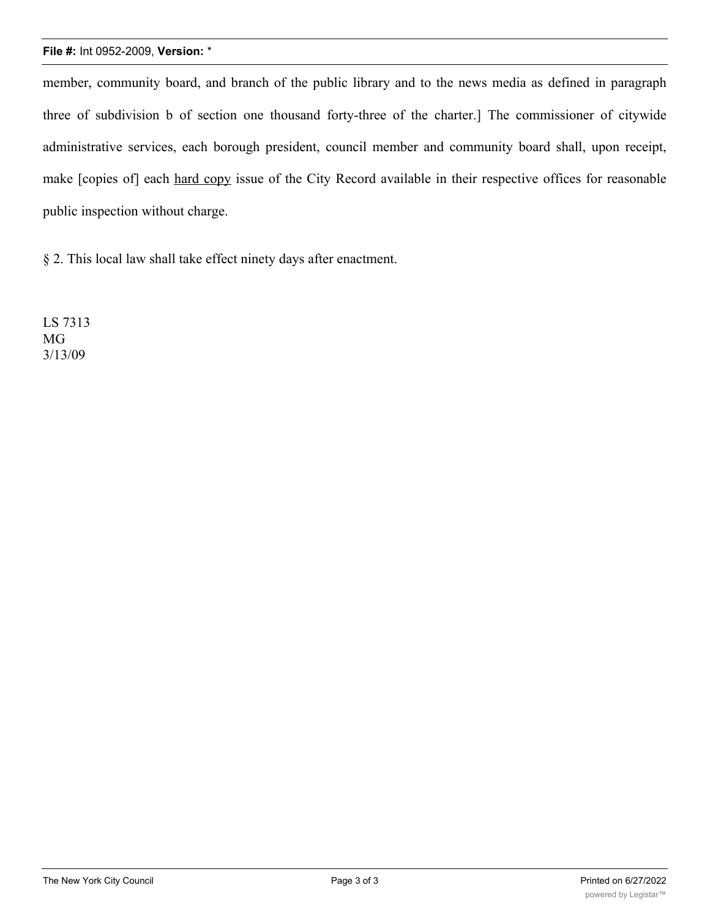member, community board, and branch of the public library and to the news media as defined in paragraph three of subdivision b of section one thousand forty-three of the charter.] The commissioner of citywide administrative services, each borough president, council member and community board shall, upon receipt, make [copies of] each <u>hard copy</u> issue of the City Record available in their respective offices for reasonable public inspection without charge.

§ 2. This local law shall take effect ninety days after enactment.

LS 7313
MG
3/13/09